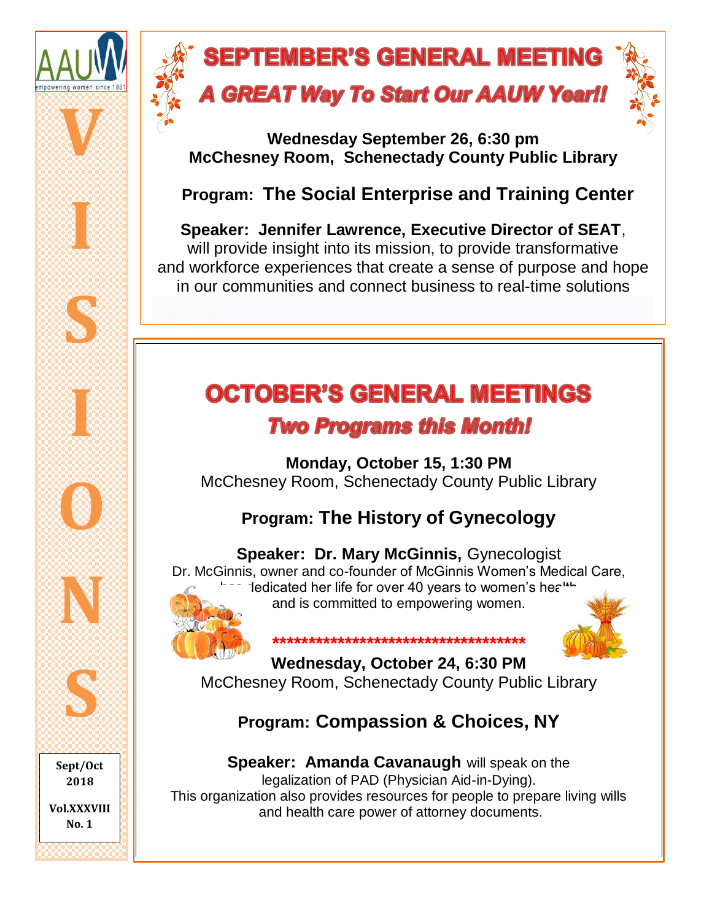AAUW
empowering women since 1881

VISIONS

Sept/Oct 2018

Vol.XXXVIII No. 1

# SEPTEMBER'S GENERAL MEETING

## *A GREAT Way To Start Our AAUW Year!!*

**Wednesday September 26, 6:30 pm**
**McChesney Room, Schenectady County Public Library**

**Program: The Social Enterprise and Training Center**

**Speaker: Jennifer Lawrence, Executive Director of SEAT**, will provide insight into its mission, to provide transformative and workforce experiences that create a sense of purpose and hope in our communities and connect business to real-time solutions

# OCTOBER'S GENERAL MEETINGS

## *Two Programs this Month!*

**Monday, October 15, 1:30 PM**
McChesney Room, Schenectady County Public Library

**Program: The History of Gynecology**

**Speaker: Dr. Mary McGinnis,** Gynecologist
Dr. McGinnis, owner and co-founder of McGinnis Women's Medical Care, has dedicated her life for over 40 years to women's health and is committed to empowering women.

**************************************

**Wednesday, October 24, 6:30 PM**
McChesney Room, Schenectady County Public Library

**Program: Compassion & Choices, NY**

**Speaker: Amanda Cavanaugh** will speak on the legalization of PAD (Physician Aid-in-Dying).
This organization also provides resources for people to prepare living wills and health care power of attorney documents.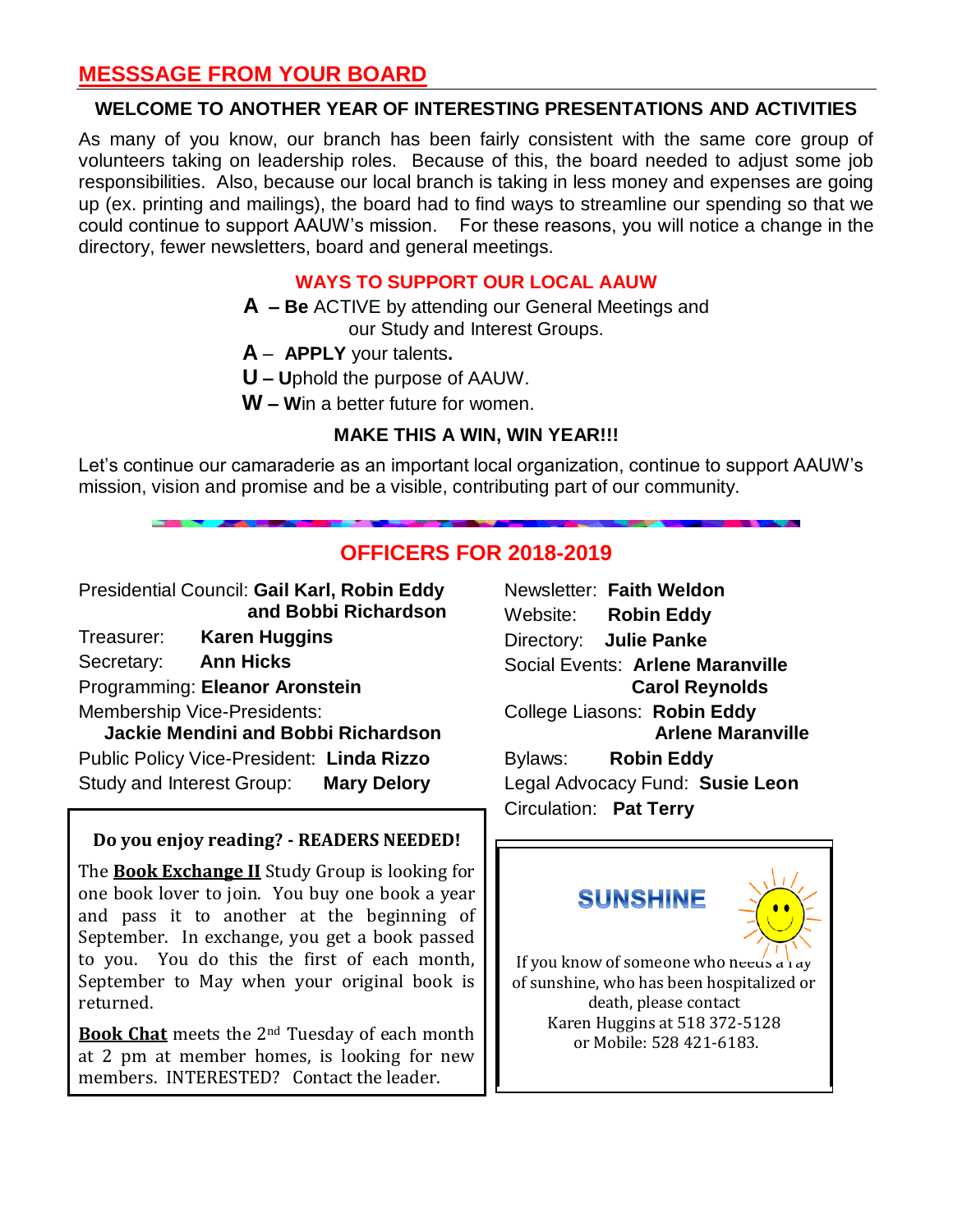## MESSSAGE FROM YOUR BOARD

**WELCOME TO ANOTHER YEAR OF INTERESTING PRESENTATIONS AND ACTIVITIES**

As many of you know, our branch has been fairly consistent with the same core group of volunteers taking on leadership roles. Because of this, the board needed to adjust some job responsibilities. Also, because our local branch is taking in less money and expenses are going up (ex. printing and mailings), the board had to find ways to streamline our spending so that we could continue to support AAUW's mission. For these reasons, you will notice a change in the directory, fewer newsletters, board and general meetings.

### WAYS TO SUPPORT OUR LOCAL AAUW

**A – Be** ACTIVE by attending our General Meetings and our Study and Interest Groups.

**A** – **APPLY** your talents**.**

**U – U**phold the purpose of AAUW.

**W – W**in a better future for women.

**MAKE THIS A WIN, WIN YEAR!!!**

Let's continue our camaraderie as an important local organization, continue to support AAUW's mission, vision and promise and be a visible, contributing part of our community.

## OFFICERS FOR 2018-2019

Presidential Council: **Gail Karl, Robin Eddy and Bobbi Richardson**

Treasurer: **Karen Huggins**

Secretary: **Ann Hicks**

Programming: **Eleanor Aronstein**

Membership Vice-Presidents: **Jackie Mendini and Bobbi Richardson**

Public Policy Vice-President: **Linda Rizzo**

Study and Interest Group: **Mary Delory**

Newsletter: **Faith Weldon**

Website: **Robin Eddy**

Directory: **Julie Panke**

Social Events: **Arlene Maranville**, **Carol Reynolds**

College Liasons: **Robin Eddy**, **Arlene Maranville**

Bylaws: **Robin Eddy**

Legal Advocacy Fund: **Susie Leon**

Circulation: **Pat Terry**

**Do you enjoy reading? - READERS NEEDED!**

The **Book Exchange II** Study Group is looking for one book lover to join. You buy one book a year and pass it to another at the beginning of September. In exchange, you get a book passed to you. You do this the first of each month, September to May when your original book is returned.

**Book Chat** meets the 2nd Tuesday of each month at 2 pm at member homes, is looking for new members. INTERESTED? Contact the leader.

**SUNSHINE**

If you know of someone who needs a ray of sunshine, who has been hospitalized or death, please contact Karen Huggins at 518 372-5128 or Mobile: 528 421-6183.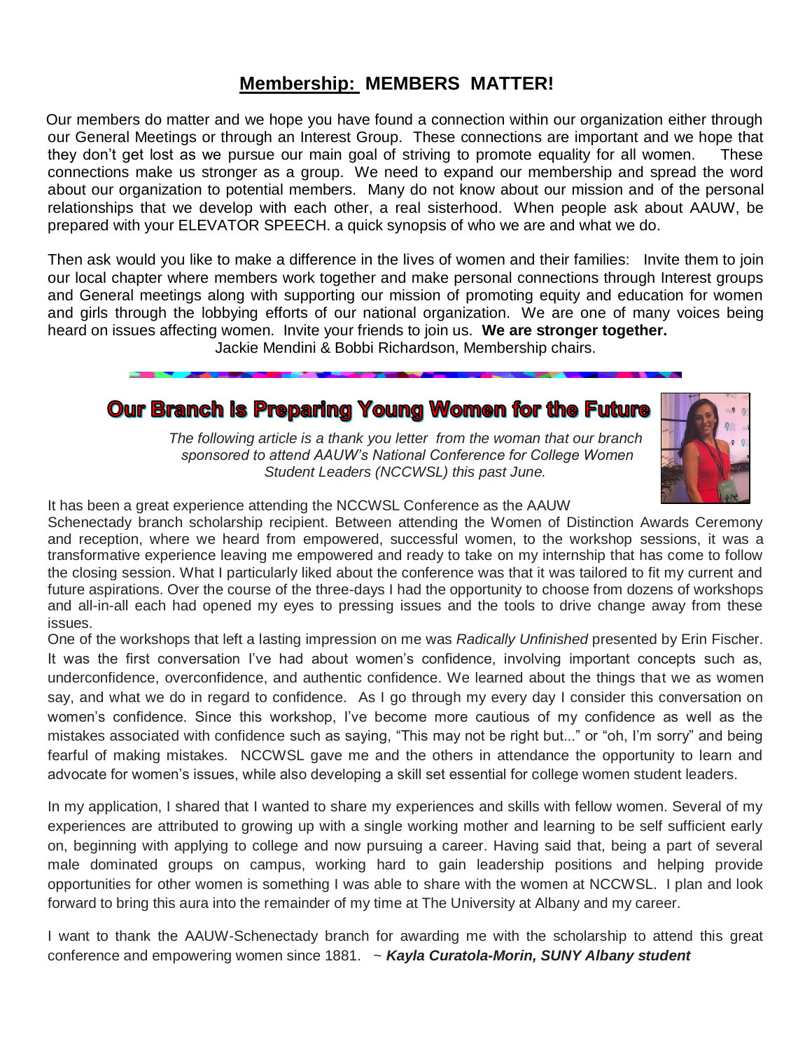## Membership: MEMBERS MATTER!

Our members do matter and we hope you have found a connection within our organization either through our General Meetings or through an Interest Group. These connections are important and we hope that they don't get lost as we pursue our main goal of striving to promote equality for all women. These connections make us stronger as a group. We need to expand our membership and spread the word about our organization to potential members. Many do not know about our mission and of the personal relationships that we develop with each other, a real sisterhood. When people ask about AAUW, be prepared with your ELEVATOR SPEECH. a quick synopsis of who we are and what we do.

Then ask would you like to make a difference in the lives of women and their families: Invite them to join our local chapter where members work together and make personal connections through Interest groups and General meetings along with supporting our mission of promoting equity and education for women and girls through the lobbying efforts of our national organization. We are one of many voices being heard on issues affecting women. Invite your friends to join us. **We are stronger together.**

Jackie Mendini & Bobbi Richardson, Membership chairs.

## Our Branch is Preparing Young Women for the Future

*The following article is a thank you letter from the woman that our branch sponsored to attend AAUW's National Conference for College Women Student Leaders (NCCWSL) this past June.*

It has been a great experience attending the NCCWSL Conference as the AAUW Schenectady branch scholarship recipient. Between attending the Women of Distinction Awards Ceremony and reception, where we heard from empowered, successful women, to the workshop sessions, it was a transformative experience leaving me empowered and ready to take on my internship that has come to follow the closing session. What I particularly liked about the conference was that it was tailored to fit my current and future aspirations. Over the course of the three-days I had the opportunity to choose from dozens of workshops and all-in-all each had opened my eyes to pressing issues and the tools to drive change away from these issues.

One of the workshops that left a lasting impression on me was *Radically Unfinished* presented by Erin Fischer. It was the first conversation I've had about women's confidence, involving important concepts such as, underconfidence, overconfidence, and authentic confidence. We learned about the things that we as women say, and what we do in regard to confidence. As I go through my every day I consider this conversation on women's confidence. Since this workshop, I've become more cautious of my confidence as well as the mistakes associated with confidence such as saying, "This may not be right but..." or "oh, I'm sorry" and being fearful of making mistakes. NCCWSL gave me and the others in attendance the opportunity to learn and advocate for women's issues, while also developing a skill set essential for college women student leaders.

In my application, I shared that I wanted to share my experiences and skills with fellow women. Several of my experiences are attributed to growing up with a single working mother and learning to be self sufficient early on, beginning with applying to college and now pursuing a career. Having said that, being a part of several male dominated groups on campus, working hard to gain leadership positions and helping provide opportunities for other women is something I was able to share with the women at NCCWSL. I plan and look forward to bring this aura into the remainder of my time at The University at Albany and my career.

I want to thank the AAUW-Schenectady branch for awarding me with the scholarship to attend this great conference and empowering women since 1881. ~ ***Kayla Curatola-Morin, SUNY Albany student***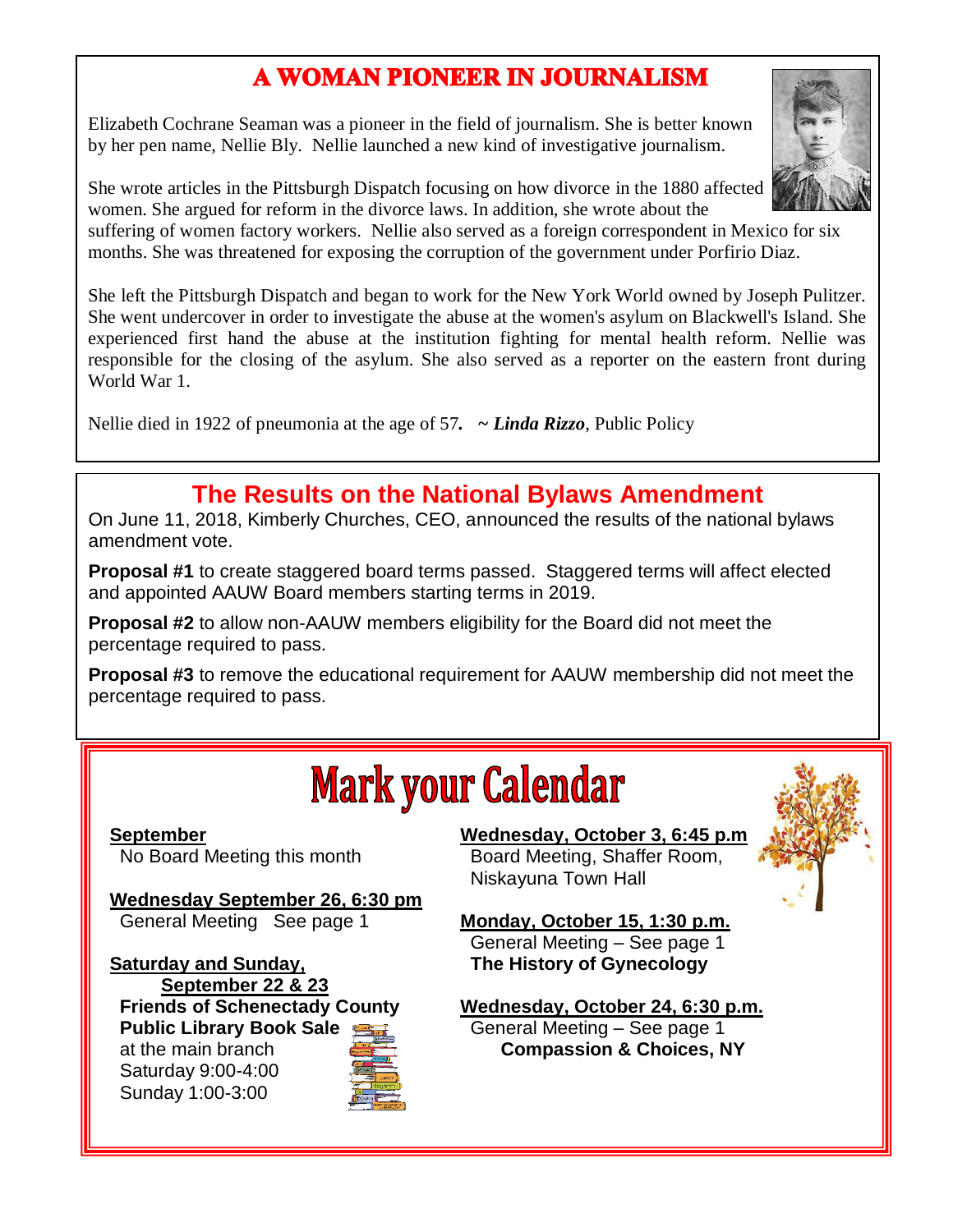## A WOMAN PIONEER IN JOURNALISM

Elizabeth Cochrane Seaman was a pioneer in the field of journalism. She is better known by her pen name, Nellie Bly. Nellie launched a new kind of investigative journalism.

She wrote articles in the Pittsburgh Dispatch focusing on how divorce in the 1880 affected women. She argued for reform in the divorce laws. In addition, she wrote about the suffering of women factory workers. Nellie also served as a foreign correspondent in Mexico for six months. She was threatened for exposing the corruption of the government under Porfirio Diaz.

She left the Pittsburgh Dispatch and began to work for the New York World owned by Joseph Pulitzer. She went undercover in order to investigate the abuse at the women's asylum on Blackwell's Island. She experienced first hand the abuse at the institution fighting for mental health reform. Nellie was responsible for the closing of the asylum. She also served as a reporter on the eastern front during World War 1.

Nellie died in 1922 of pneumonia at the age of 57***. ~ Linda Rizzo***, Public Policy

## The Results on the National Bylaws Amendment

On June 11, 2018, Kimberly Churches, CEO, announced the results of the national bylaws amendment vote.

**Proposal #1** to create staggered board terms passed. Staggered terms will affect elected and appointed AAUW Board members starting terms in 2019.

**Proposal #2** to allow non-AAUW members eligibility for the Board did not meet the percentage required to pass.

**Proposal #3** to remove the educational requirement for AAUW membership did not meet the percentage required to pass.

## Mark your Calendar

**September**
No Board Meeting this month

**Wednesday September 26, 6:30 pm**
General Meeting See page 1

**Saturday and Sunday, September 22 & 23**
**Friends of Schenectady County Public Library Book Sale**
at the main branch
Saturday 9:00-4:00
Sunday 1:00-3:00

**Wednesday, October 3, 6:45 p.m**
Board Meeting, Shaffer Room, Niskayuna Town Hall

**Monday, October 15, 1:30 p.m.**
General Meeting – See page 1
**The History of Gynecology**

**Wednesday, October 24, 6:30 p.m.**
General Meeting – See page 1
**Compassion & Choices, NY**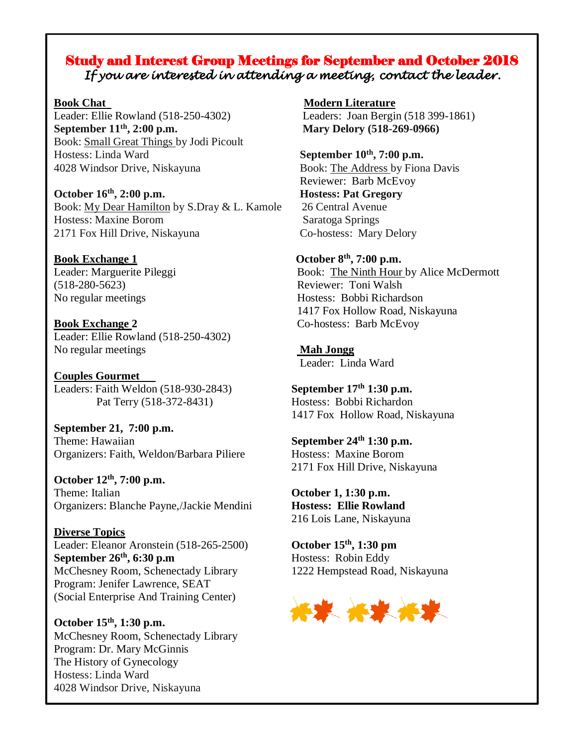# Study and Interest Group Meetings for September and October 2018

*If you are interested in attending a meeting, contact the leader.*

**Book Chat**
Leader: Ellie Rowland (518-250-4302)
**September 11th, 2:00 p.m.**
Book: Small Great Things by Jodi Picoult
Hostess: Linda Ward
4028 Windsor Drive, Niskayuna

**October 16th, 2:00 p.m.**
Book: My Dear Hamilton by S.Dray & L. Kamole
Hostess: Maxine Borom
2171 Fox Hill Drive, Niskayuna

**Book Exchange 1**
Leader: Marguerite Pileggi
(518-280-5623)
No regular meetings

**Book Exchange 2**
Leader: Ellie Rowland (518-250-4302)
No regular meetings

**Couples Gourmet**
Leaders: Faith Weldon (518-930-2843)
Pat Terry (518-372-8431)

**September 21, 7:00 p.m.**
Theme: Hawaiian
Organizers: Faith, Weldon/Barbara Piliere

**October 12th, 7:00 p.m.**
Theme: Italian
Organizers: Blanche Payne,/Jackie Mendini

**Diverse Topics**
Leader: Eleanor Aronstein (518-265-2500)
**September 26th, 6:30 p.m**
McChesney Room, Schenectady Library
Program: Jenifer Lawrence, SEAT
(Social Enterprise And Training Center)

**October 15th, 1:30 p.m.**
McChesney Room, Schenectady Library
Program: Dr. Mary McGinnis
The History of Gynecology
Hostess: Linda Ward
4028 Windsor Drive, Niskayuna

**Modern Literature**
Leaders: Joan Bergin (518 399-1861)
**Mary Delory (518-269-0966)**

**September 10th, 7:00 p.m.**
Book: The Address by Fiona Davis
Reviewer: Barb McEvoy
**Hostess: Pat Gregory**
26 Central Avenue
Saratoga Springs
Co-hostess: Mary Delory

**October 8th, 7:00 p.m.**
Book: The Ninth Hour by Alice McDermott
Reviewer: Toni Walsh
Hostess: Bobbi Richardson
1417 Fox Hollow Road, Niskayuna
Co-hostess: Barb McEvoy

**Mah Jongg**
Leader: Linda Ward

**September 17th 1:30 p.m.**
Hostess: Bobbi Richardon
1417 Fox Hollow Road, Niskayuna

**September 24th 1:30 p.m.**
Hostess: Maxine Borom
2171 Fox Hill Drive, Niskayuna

**October 1, 1:30 p.m.**
**Hostess: Ellie Rowland**
216 Lois Lane, Niskayuna

**October 15th, 1:30 pm**
Hostess: Robin Eddy
1222 Hempstead Road, Niskayuna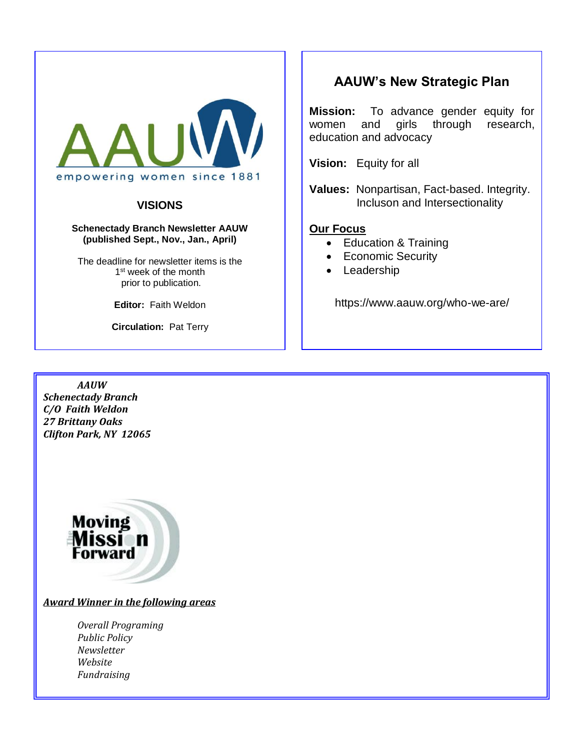AAUW

empowering women since 1881

## VISIONS

**Schenectady Branch Newsletter AAUW**
**(published Sept., Nov., Jan., April)**

The deadline for newsletter items is the 1st week of the month prior to publication.

**Editor:** Faith Weldon

**Circulation:** Pat Terry

## AAUW's New Strategic Plan

**Mission:** To advance gender equity for women and girls through research, education and advocacy

**Vision:** Equity for all

**Values:** Nonpartisan, Fact-based. Integrity. Incluson and Intersectionality

**Our Focus**

- Education & Training
- Economic Security
- Leadership

https://www.aauw.org/who-we-are/

***AAUW***
***Schenectady Branch***
***C/O Faith Weldon***
***27 Brittany Oaks***
***Clifton Park, NY 12065***

Moving The Mission Forward

***Award Winner in the following areas***

*Overall Programing*
*Public Policy*
*Newsletter*
*Website*
*Fundraising*